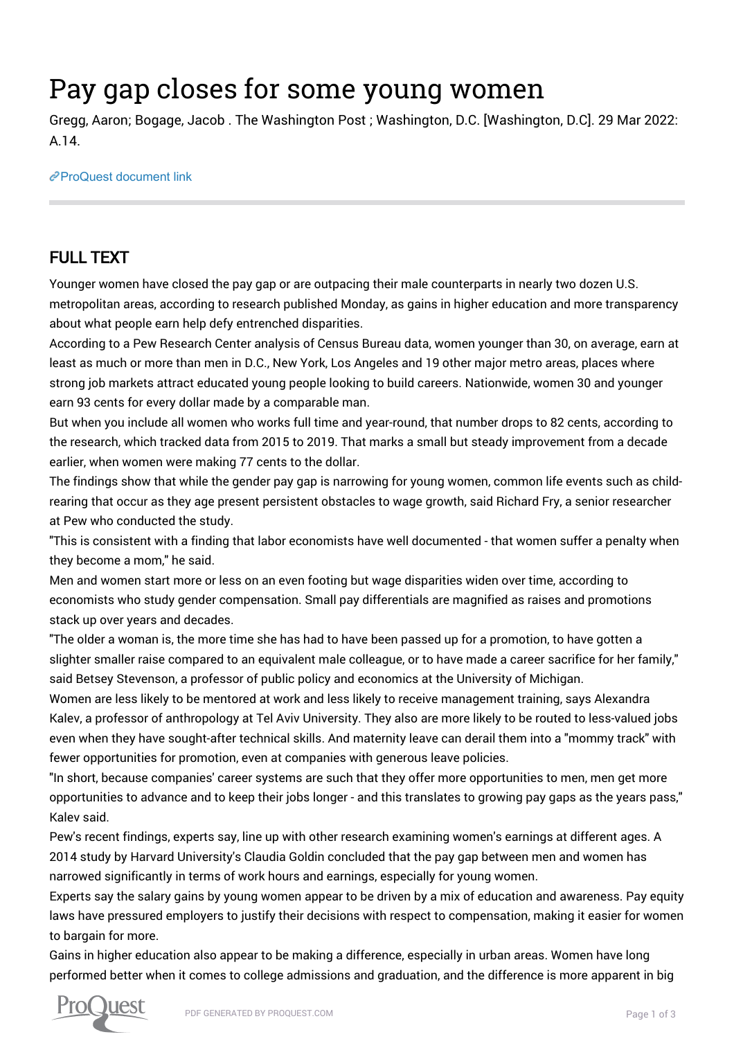# Pay gap closes for some young women

Gregg, Aaron; Bogage, Jacob . The Washington Post ; Washington, D.C. [Washington, D.C]. 29 Mar 2022: A.14.

ProQuest document link

## FULL TEXT

Younger women have closed the pay gap or are outpacing their male counterparts in nearly two dozen U.S. metropolitan areas, according to research published Monday, as gains in higher education and more transparency about what people earn help defy entrenched disparities.

According to a Pew Research Center analysis of Census Bureau data, women younger than 30, on average, earn at least as much or more than men in D.C., New York, Los Angeles and 19 other major metro areas, places where strong job markets attract educated young people looking to build careers. Nationwide, women 30 and younger earn 93 cents for every dollar made by a comparable man.

But when you include all women who works full time and year-round, that number drops to 82 cents, according to the research, which tracked data from 2015 to 2019. That marks a small but steady improvement from a decade earlier, when women were making 77 cents to the dollar.

The findings show that while the gender pay gap is narrowing for young women, common life events such as child-rearing that occur as they age present persistent obstacles to wage growth, said Richard Fry, a senior researcher at Pew who conducted the study.

"This is consistent with a finding that labor economists have well documented - that women suffer a penalty when they become a mom," he said.

Men and women start more or less on an even footing but wage disparities widen over time, according to economists who study gender compensation. Small pay differentials are magnified as raises and promotions stack up over years and decades.

"The older a woman is, the more time she has had to have been passed up for a promotion, to have gotten a slighter smaller raise compared to an equivalent male colleague, or to have made a career sacrifice for her family," said Betsey Stevenson, a professor of public policy and economics at the University of Michigan.

Women are less likely to be mentored at work and less likely to receive management training, says Alexandra Kalev, a professor of anthropology at Tel Aviv University. They also are more likely to be routed to less-valued jobs even when they have sought-after technical skills. And maternity leave can derail them into a "mommy track" with fewer opportunities for promotion, even at companies with generous leave policies.

"In short, because companies' career systems are such that they offer more opportunities to men, men get more opportunities to advance and to keep their jobs longer - and this translates to growing pay gaps as the years pass," Kalev said.

Pew's recent findings, experts say, line up with other research examining women's earnings at different ages. A 2014 study by Harvard University's Claudia Goldin concluded that the pay gap between men and women has narrowed significantly in terms of work hours and earnings, especially for young women.

Experts say the salary gains by young women appear to be driven by a mix of education and awareness. Pay equity laws have pressured employers to justify their decisions with respect to compensation, making it easier for women to bargain for more.

Gains in higher education also appear to be making a difference, especially in urban areas. Women have long performed better when it comes to college admissions and graduation, and the difference is more apparent in big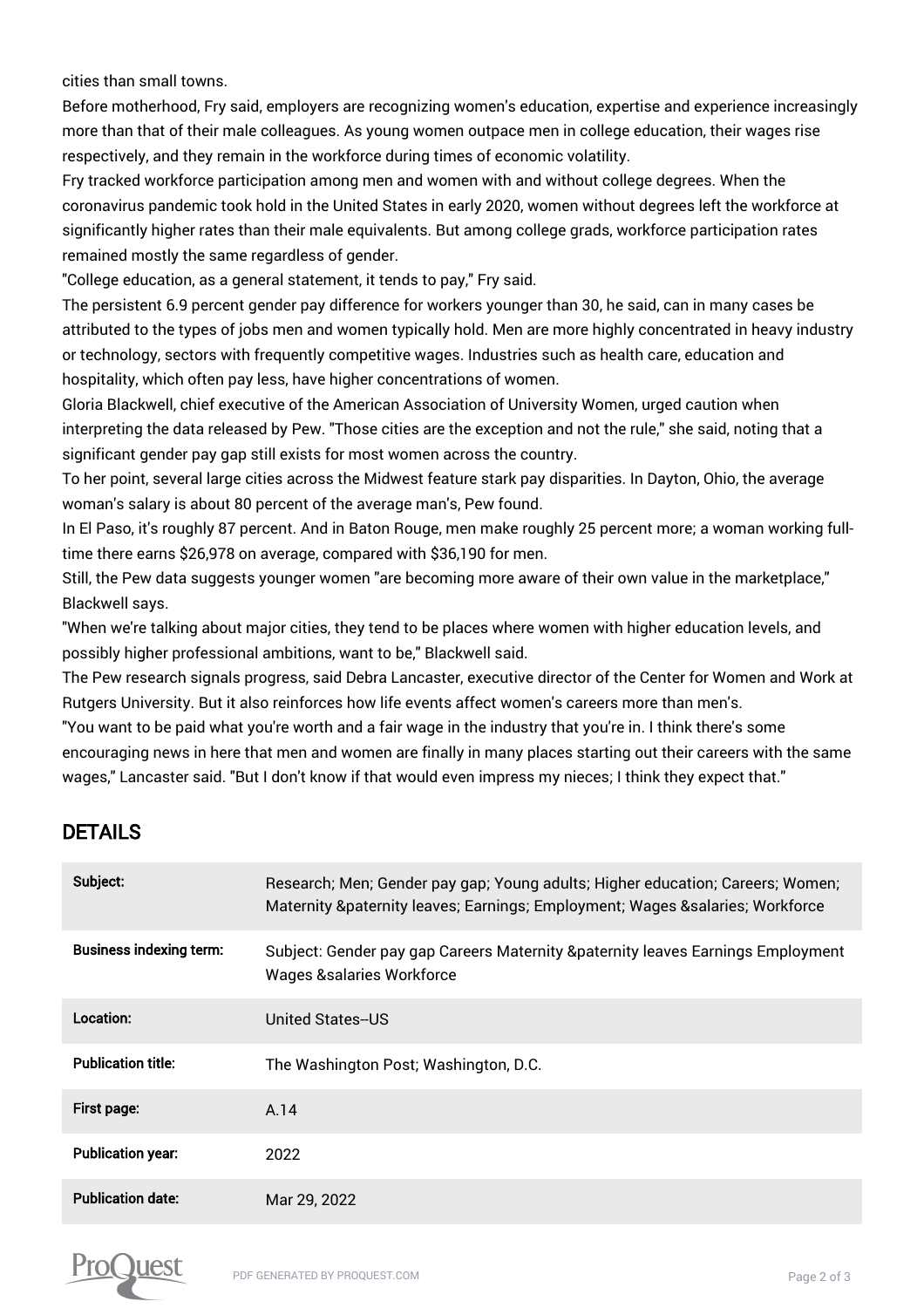cities than small towns.

Before motherhood, Fry said, employers are recognizing women's education, expertise and experience increasingly more than that of their male colleagues. As young women outpace men in college education, their wages rise respectively, and they remain in the workforce during times of economic volatility.

Fry tracked workforce participation among men and women with and without college degrees. When the coronavirus pandemic took hold in the United States in early 2020, women without degrees left the workforce at significantly higher rates than their male equivalents. But among college grads, workforce participation rates remained mostly the same regardless of gender.

"College education, as a general statement, it tends to pay," Fry said.

The persistent 6.9 percent gender pay difference for workers younger than 30, he said, can in many cases be attributed to the types of jobs men and women typically hold. Men are more highly concentrated in heavy industry or technology, sectors with frequently competitive wages. Industries such as health care, education and hospitality, which often pay less, have higher concentrations of women.

Gloria Blackwell, chief executive of the American Association of University Women, urged caution when interpreting the data released by Pew. "Those cities are the exception and not the rule," she said, noting that a significant gender pay gap still exists for most women across the country.

To her point, several large cities across the Midwest feature stark pay disparities. In Dayton, Ohio, the average woman's salary is about 80 percent of the average man's, Pew found.

In El Paso, it's roughly 87 percent. And in Baton Rouge, men make roughly 25 percent more; a woman working full-time there earns $26,978 on average, compared with $36,190 for men.

Still, the Pew data suggests younger women "are becoming more aware of their own value in the marketplace," Blackwell says.

"When we're talking about major cities, they tend to be places where women with higher education levels, and possibly higher professional ambitions, want to be," Blackwell said.

The Pew research signals progress, said Debra Lancaster, executive director of the Center for Women and Work at Rutgers University. But it also reinforces how life events affect women's careers more than men's.

"You want to be paid what you're worth and a fair wage in the industry that you're in. I think there's some encouraging news in here that men and women are finally in many places starting out their careers with the same wages," Lancaster said. "But I don't know if that would even impress my nieces; I think they expect that."

## DETAILS

| | |
|---|---|
| **Subject:** | Research; Men; Gender pay gap; Young adults; Higher education; Careers; Women; Maternity &paternity leaves; Earnings; Employment; Wages &salaries; Workforce |
| **Business indexing term:** | Subject: Gender pay gap Careers Maternity &paternity leaves Earnings Employment Wages &salaries Workforce |
| **Location:** | United States--US |
| **Publication title:** | The Washington Post; Washington, D.C. |
| **First page:** | A.14 |
| **Publication year:** | 2022 |
| **Publication date:** | Mar 29, 2022 |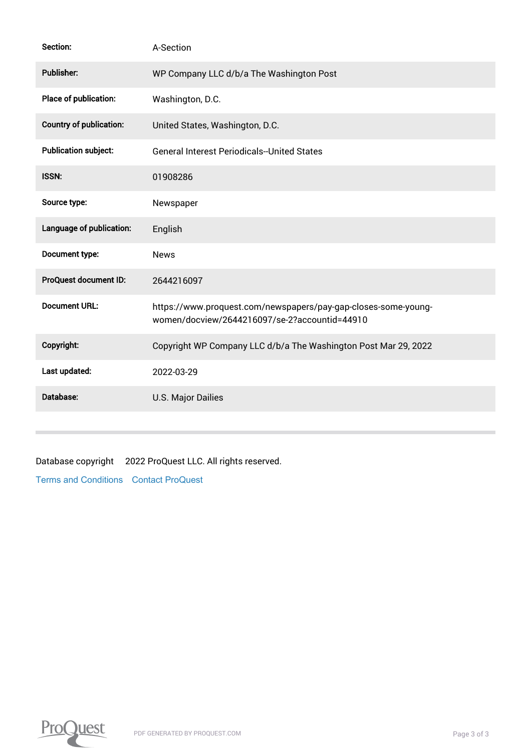| | |
|---|---|
| **Section:** | A-Section |
| **Publisher:** | WP Company LLC d/b/a The Washington Post |
| **Place of publication:** | Washington, D.C. |
| **Country of publication:** | United States, Washington, D.C. |
| **Publication subject:** | General Interest Periodicals--United States |
| **ISSN:** | 01908286 |
| **Source type:** | Newspaper |
| **Language of publication:** | English |
| **Document type:** | News |
| **ProQuest document ID:** | 2644216097 |
| **Document URL:** | https://www.proquest.com/newspapers/pay-gap-closes-some-young-women/docview/2644216097/se-2?accountid=44910 |
| **Copyright:** | Copyright WP Company LLC d/b/a The Washington Post Mar 29, 2022 |
| **Last updated:** | 2022-03-29 |
| **Database:** | U.S. Major Dailies |

Database copyright  2022 ProQuest LLC. All rights reserved.

Terms and Conditions  Contact ProQuest